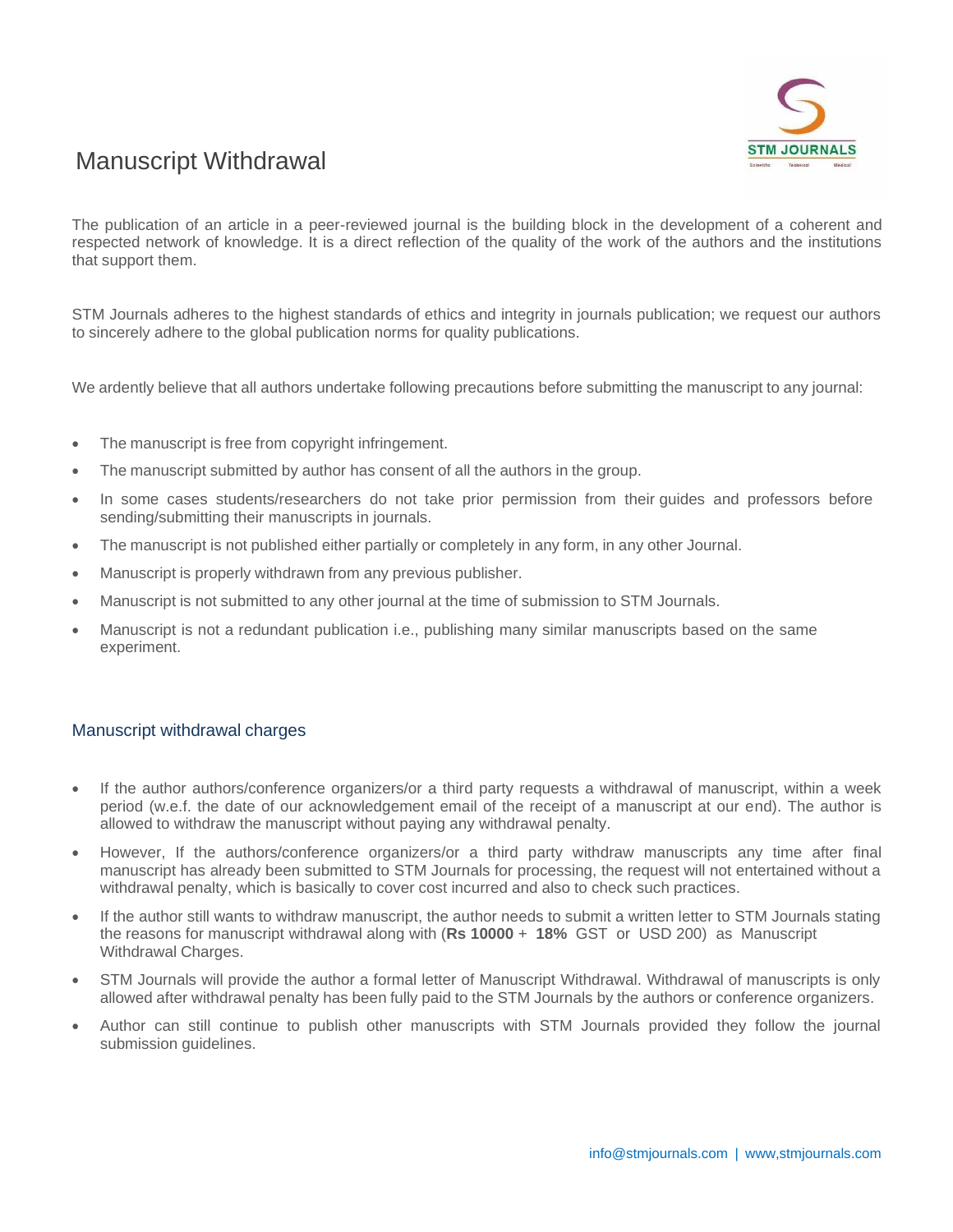# Manuscript Withdrawal

The publication of an article in a peer-reviewed journal is the building block in the development of a coherent and respected network of knowledge. It is a direct reflection of the quality of the work of the authors and the institutions that support them.

STM Journals adheres to the highest standards of ethics and integrity in journals publication; we request our authors to sincerely adhere to the global publication norms for quality publications.

We ardently believe that all authors undertake following precautions before submitting the manuscript to any journal:

- The manuscript is free from copyright infringement.
- The manuscript submitted by author has consent of all the authors in the group.
- In some cases students/researchers do not take prior permission from their guides and professors before sending/submitting their manuscripts in journals.
- The manuscript is not published either partially or completely in any form, in any other Journal.
- Manuscript is properly withdrawn from any previous publisher.
- Manuscript is not submitted to any other journal at the time of submission to STM Journals.
- Manuscript is not a redundant publication i.e., publishing many similar manuscripts based on the same experiment.

## Manuscript withdrawal charges

- If the author authors/conference organizers/or a third party requests a withdrawal of manuscript, within a week period (w.e.f. the date of our acknowledgement email of the receipt of a manuscript at our end). The author is allowed to withdraw the manuscript without paying any withdrawal penalty.
- However, If the authors/conference organizers/or a third party withdraw manuscripts any time after final manuscript has already been submitted to STM Journals for processing, the request will not entertained without a withdrawal penalty, which is basically to cover cost incurred and also to check such practices.
- If the author still wants to withdraw manuscript, the author needs to submit a written letter to STM Journals stating the reasons for manuscript withdrawal along with (**Rs 10000** + **18%** GST or USD 200) as Manuscript Withdrawal Charges.
- STM Journals will provide the author a formal letter of Manuscript Withdrawal. Withdrawal of manuscripts is only allowed after withdrawal penalty has been fully paid to the STM Journals by the authors or conference organizers.
- Author can still continue to publish other manuscripts with STM Journals provided they follow the journal submission guidelines.

info@stmjournals.com | www,stmjournals.com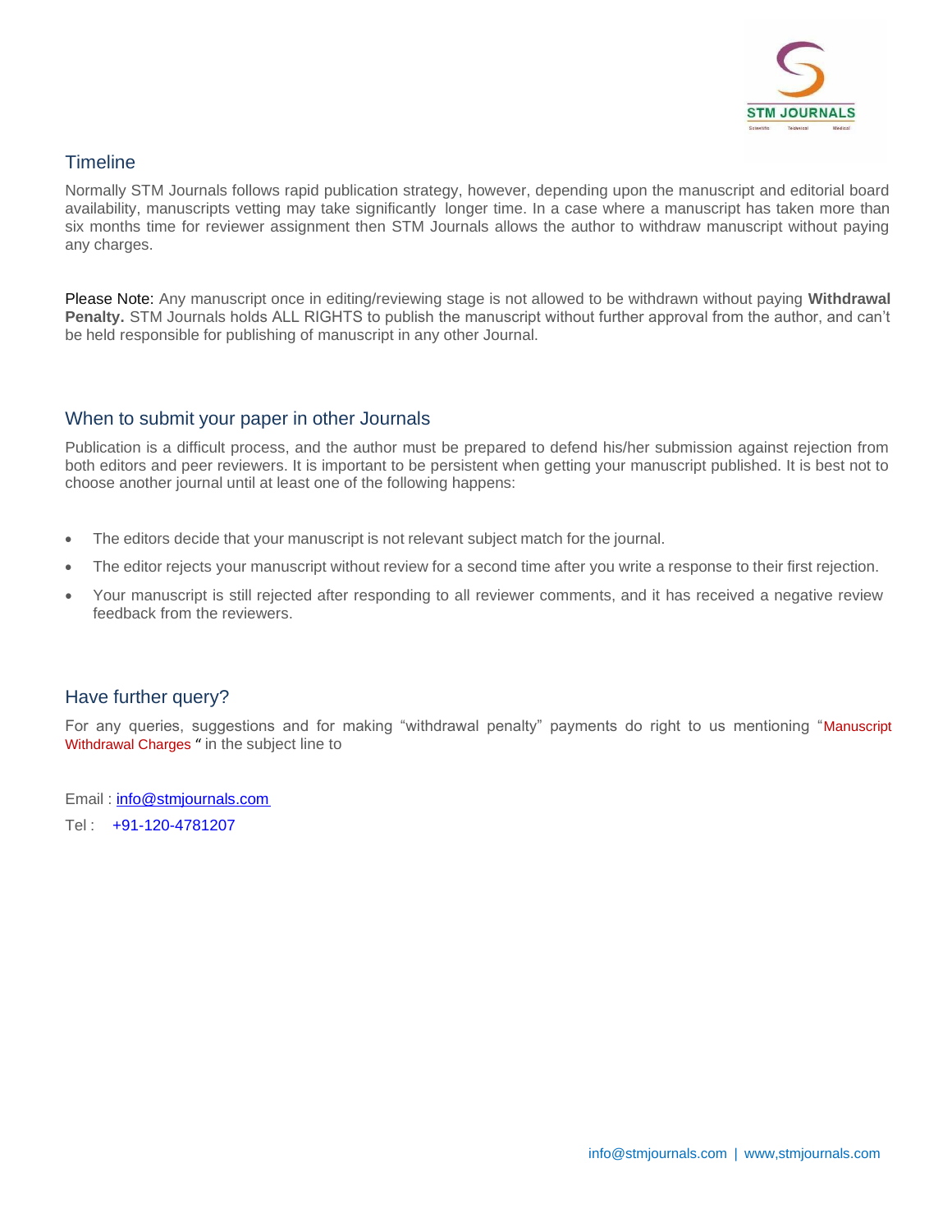## Timeline

Normally STM Journals follows rapid publication strategy, however, depending upon the manuscript and editorial board availability, manuscripts vetting may take significantly longer time. In a case where a manuscript has taken more than six months time for reviewer assignment then STM Journals allows the author to withdraw manuscript without paying any charges.

Please Note: Any manuscript once in editing/reviewing stage is not allowed to be withdrawn without paying **Withdrawal Penalty.** STM Journals holds ALL RIGHTS to publish the manuscript without further approval from the author, and can't be held responsible for publishing of manuscript in any other Journal.

## When to submit your paper in other Journals

Publication is a difficult process, and the author must be prepared to defend his/her submission against rejection from both editors and peer reviewers. It is important to be persistent when getting your manuscript published. It is best not to choose another journal until at least one of the following happens:

- The editors decide that your manuscript is not relevant subject match for the journal.
- The editor rejects your manuscript without review for a second time after you write a response to their first rejection.
- Your manuscript is still rejected after responding to all reviewer comments, and it has received a negative review feedback from the reviewers.

## Have further query?

For any queries, suggestions and for making "withdrawal penalty" payments do right to us mentioning "Manuscript Withdrawal Charges " in the subject line to

Email : info@stmjournals.com

Tel : +91-120-4781207